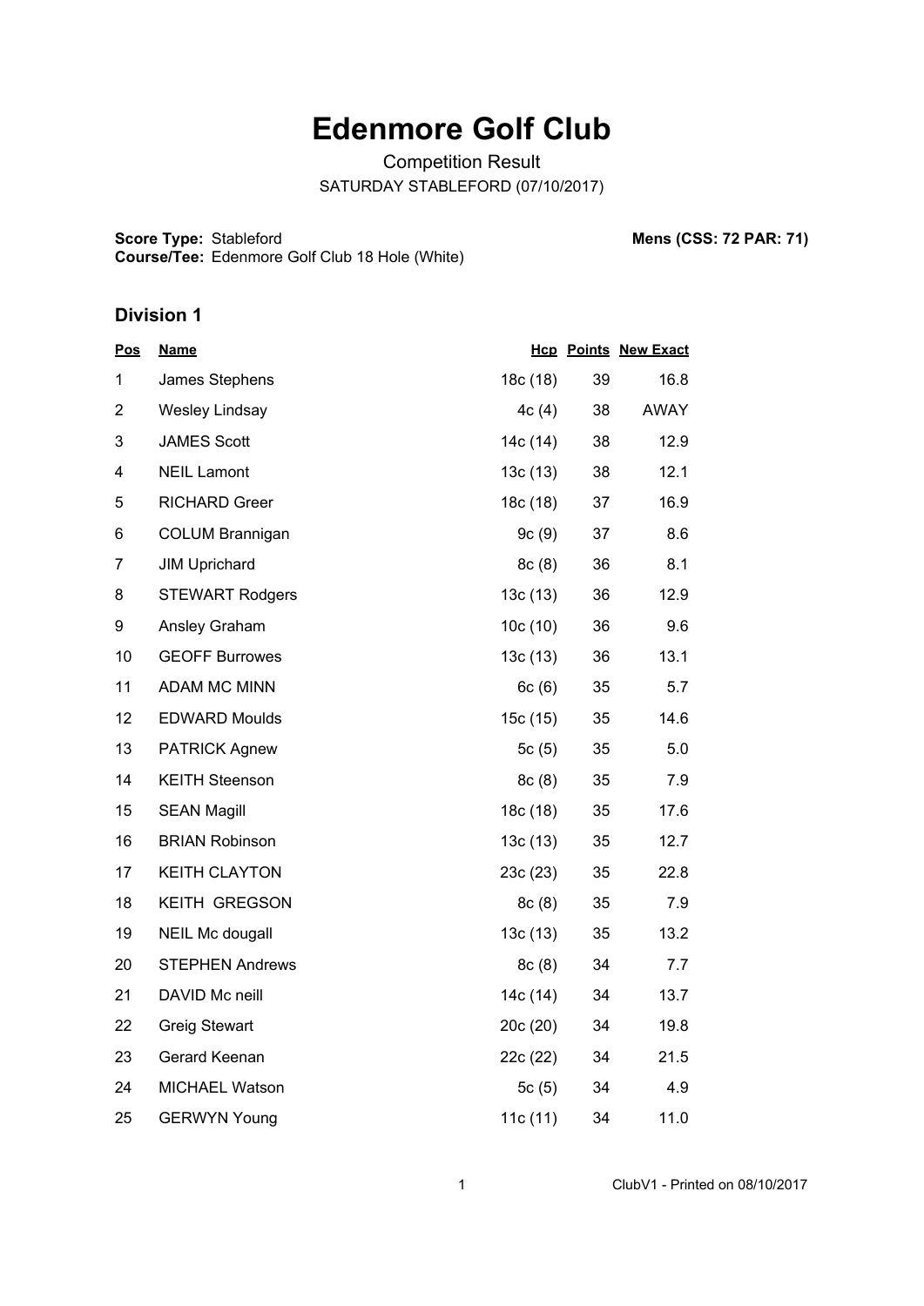# Edenmore Golf Club

Competition Result

SATURDAY STABLEFORD (07/10/2017)

**Score Type:** Stableford
**Course/Tee:** Edenmore Golf Club 18 Hole (White)

**Mens (CSS: 72 PAR: 71)**

### Division 1

| Pos | Name | Hcp | Points | New Exact |
|---|---|---|---|---|
| 1 | James Stephens | 18c (18) | 39 | 16.8 |
| 2 | Wesley Lindsay | 4c (4) | 38 | AWAY |
| 3 | JAMES Scott | 14c (14) | 38 | 12.9 |
| 4 | NEIL Lamont | 13c (13) | 38 | 12.1 |
| 5 | RICHARD Greer | 18c (18) | 37 | 16.9 |
| 6 | COLUM Brannigan | 9c (9) | 37 | 8.6 |
| 7 | JIM Uprichard | 8c (8) | 36 | 8.1 |
| 8 | STEWART Rodgers | 13c (13) | 36 | 12.9 |
| 9 | Ansley Graham | 10c (10) | 36 | 9.6 |
| 10 | GEOFF Burrowes | 13c (13) | 36 | 13.1 |
| 11 | ADAM MC MINN | 6c (6) | 35 | 5.7 |
| 12 | EDWARD Moulds | 15c (15) | 35 | 14.6 |
| 13 | PATRICK Agnew | 5c (5) | 35 | 5.0 |
| 14 | KEITH Steenson | 8c (8) | 35 | 7.9 |
| 15 | SEAN Magill | 18c (18) | 35 | 17.6 |
| 16 | BRIAN Robinson | 13c (13) | 35 | 12.7 |
| 17 | KEITH CLAYTON | 23c (23) | 35 | 22.8 |
| 18 | KEITH GREGSON | 8c (8) | 35 | 7.9 |
| 19 | NEIL Mc dougall | 13c (13) | 35 | 13.2 |
| 20 | STEPHEN Andrews | 8c (8) | 34 | 7.7 |
| 21 | DAVID Mc neill | 14c (14) | 34 | 13.7 |
| 22 | Greig Stewart | 20c (20) | 34 | 19.8 |
| 23 | Gerard Keenan | 22c (22) | 34 | 21.5 |
| 24 | MICHAEL Watson | 5c (5) | 34 | 4.9 |
| 25 | GERWYN Young | 11c (11) | 34 | 11.0 |

ClubV1 - Printed on 08/10/2017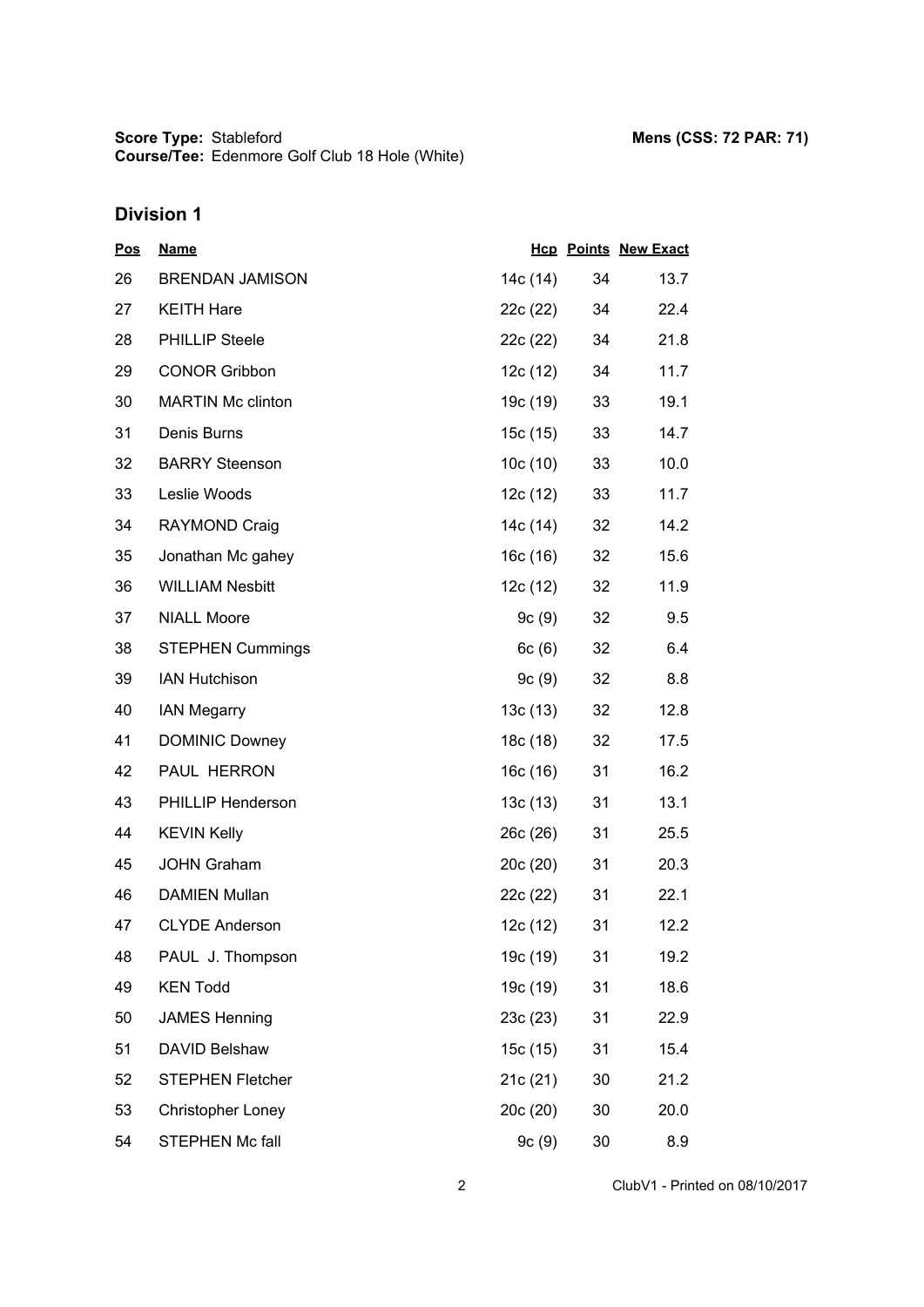**Score Type:** Stableford

**Course/Tee:** Edenmore Golf Club 18 Hole (White)

**Mens (CSS: 72 PAR: 71)**

## Division 1

| Pos | Name | Hcp | Points | New Exact |
|---|---|---|---|---|
| 26 | BRENDAN JAMISON | 14c (14) | 34 | 13.7 |
| 27 | KEITH Hare | 22c (22) | 34 | 22.4 |
| 28 | PHILLIP Steele | 22c (22) | 34 | 21.8 |
| 29 | CONOR Gribbon | 12c (12) | 34 | 11.7 |
| 30 | MARTIN Mc clinton | 19c (19) | 33 | 19.1 |
| 31 | Denis Burns | 15c (15) | 33 | 14.7 |
| 32 | BARRY Steenson | 10c (10) | 33 | 10.0 |
| 33 | Leslie Woods | 12c (12) | 33 | 11.7 |
| 34 | RAYMOND Craig | 14c (14) | 32 | 14.2 |
| 35 | Jonathan Mc gahey | 16c (16) | 32 | 15.6 |
| 36 | WILLIAM Nesbitt | 12c (12) | 32 | 11.9 |
| 37 | NIALL Moore | 9c (9) | 32 | 9.5 |
| 38 | STEPHEN Cummings | 6c (6) | 32 | 6.4 |
| 39 | IAN Hutchison | 9c (9) | 32 | 8.8 |
| 40 | IAN Megarry | 13c (13) | 32 | 12.8 |
| 41 | DOMINIC Downey | 18c (18) | 32 | 17.5 |
| 42 | PAUL HERRON | 16c (16) | 31 | 16.2 |
| 43 | PHILLIP Henderson | 13c (13) | 31 | 13.1 |
| 44 | KEVIN Kelly | 26c (26) | 31 | 25.5 |
| 45 | JOHN Graham | 20c (20) | 31 | 20.3 |
| 46 | DAMIEN Mullan | 22c (22) | 31 | 22.1 |
| 47 | CLYDE Anderson | 12c (12) | 31 | 12.2 |
| 48 | PAUL J. Thompson | 19c (19) | 31 | 19.2 |
| 49 | KEN Todd | 19c (19) | 31 | 18.6 |
| 50 | JAMES Henning | 23c (23) | 31 | 22.9 |
| 51 | DAVID Belshaw | 15c (15) | 31 | 15.4 |
| 52 | STEPHEN Fletcher | 21c (21) | 30 | 21.2 |
| 53 | Christopher Loney | 20c (20) | 30 | 20.0 |
| 54 | STEPHEN Mc fall | 9c (9) | 30 | 8.9 |

ClubV1 - Printed on 08/10/2017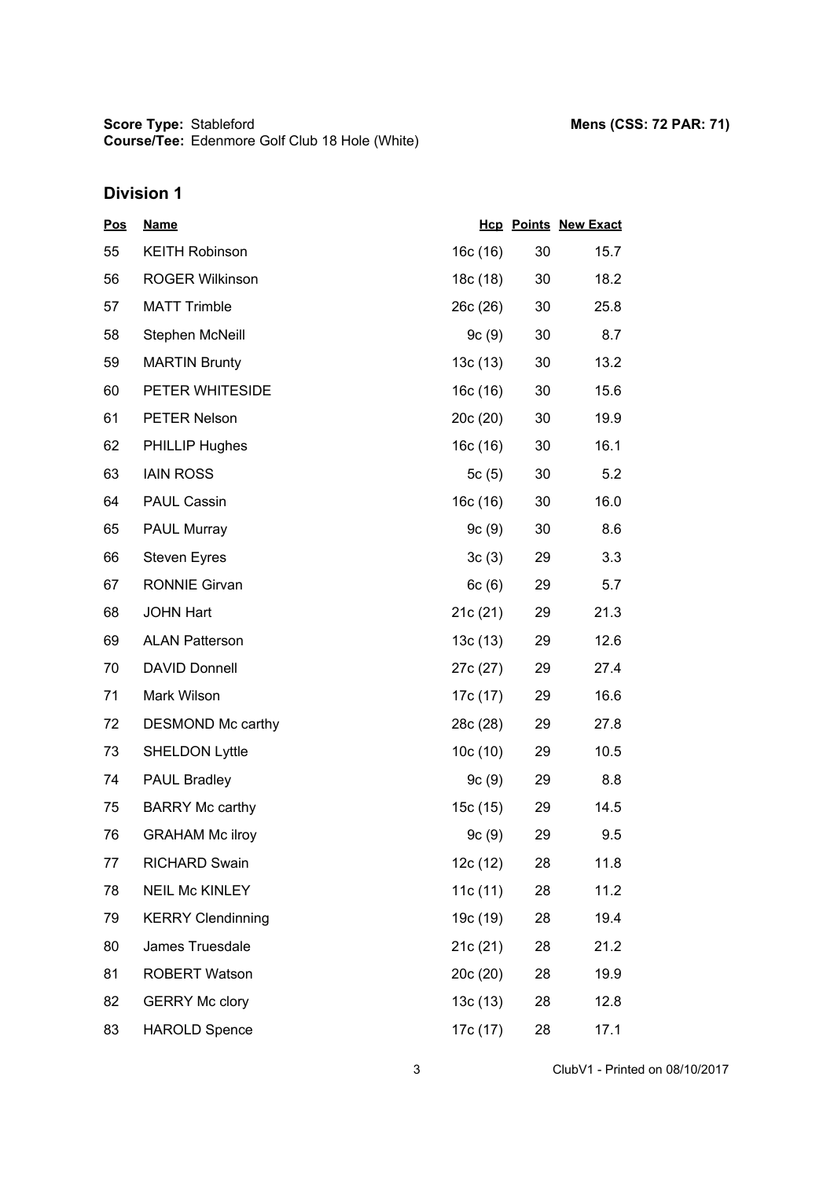**Score Type:** Stableford
**Course/Tee:** Edenmore Golf Club 18 Hole (White)

**Mens (CSS: 72 PAR: 71)**

## Division 1

| Pos | Name | Hcp | Points | New Exact |
|---|---|---|---|---|
| 55 | KEITH Robinson | 16c (16) | 30 | 15.7 |
| 56 | ROGER Wilkinson | 18c (18) | 30 | 18.2 |
| 57 | MATT Trimble | 26c (26) | 30 | 25.8 |
| 58 | Stephen McNeill | 9c (9) | 30 | 8.7 |
| 59 | MARTIN Brunty | 13c (13) | 30 | 13.2 |
| 60 | PETER WHITESIDE | 16c (16) | 30 | 15.6 |
| 61 | PETER Nelson | 20c (20) | 30 | 19.9 |
| 62 | PHILLIP Hughes | 16c (16) | 30 | 16.1 |
| 63 | IAIN ROSS | 5c (5) | 30 | 5.2 |
| 64 | PAUL Cassin | 16c (16) | 30 | 16.0 |
| 65 | PAUL Murray | 9c (9) | 30 | 8.6 |
| 66 | Steven Eyres | 3c (3) | 29 | 3.3 |
| 67 | RONNIE Girvan | 6c (6) | 29 | 5.7 |
| 68 | JOHN Hart | 21c (21) | 29 | 21.3 |
| 69 | ALAN Patterson | 13c (13) | 29 | 12.6 |
| 70 | DAVID Donnell | 27c (27) | 29 | 27.4 |
| 71 | Mark Wilson | 17c (17) | 29 | 16.6 |
| 72 | DESMOND Mc carthy | 28c (28) | 29 | 27.8 |
| 73 | SHELDON Lyttle | 10c (10) | 29 | 10.5 |
| 74 | PAUL Bradley | 9c (9) | 29 | 8.8 |
| 75 | BARRY Mc carthy | 15c (15) | 29 | 14.5 |
| 76 | GRAHAM Mc ilroy | 9c (9) | 29 | 9.5 |
| 77 | RICHARD Swain | 12c (12) | 28 | 11.8 |
| 78 | NEIL Mc KINLEY | 11c (11) | 28 | 11.2 |
| 79 | KERRY Clendinning | 19c (19) | 28 | 19.4 |
| 80 | James Truesdale | 21c (21) | 28 | 21.2 |
| 81 | ROBERT Watson | 20c (20) | 28 | 19.9 |
| 82 | GERRY Mc clory | 13c (13) | 28 | 12.8 |
| 83 | HAROLD Spence | 17c (17) | 28 | 17.1 |

ClubV1 - Printed on 08/10/2017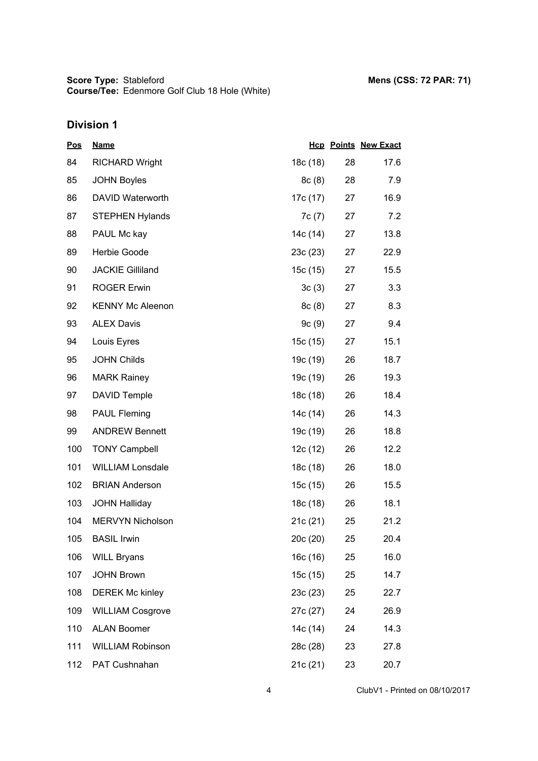**Score Type:** Stableford
**Course/Tee:** Edenmore Golf Club 18 Hole (White)

**Mens (CSS: 72 PAR: 71)**

## Division 1

| Pos | Name | Hcp | Points | New Exact |
|---|---|---|---|---|
| 84 | RICHARD Wright | 18c (18) | 28 | 17.6 |
| 85 | JOHN Boyles | 8c (8) | 28 | 7.9 |
| 86 | DAVID Waterworth | 17c (17) | 27 | 16.9 |
| 87 | STEPHEN Hylands | 7c (7) | 27 | 7.2 |
| 88 | PAUL Mc kay | 14c (14) | 27 | 13.8 |
| 89 | Herbie Goode | 23c (23) | 27 | 22.9 |
| 90 | JACKIE Gilliland | 15c (15) | 27 | 15.5 |
| 91 | ROGER Erwin | 3c (3) | 27 | 3.3 |
| 92 | KENNY Mc Aleenon | 8c (8) | 27 | 8.3 |
| 93 | ALEX Davis | 9c (9) | 27 | 9.4 |
| 94 | Louis Eyres | 15c (15) | 27 | 15.1 |
| 95 | JOHN Childs | 19c (19) | 26 | 18.7 |
| 96 | MARK Rainey | 19c (19) | 26 | 19.3 |
| 97 | DAVID Temple | 18c (18) | 26 | 18.4 |
| 98 | PAUL Fleming | 14c (14) | 26 | 14.3 |
| 99 | ANDREW Bennett | 19c (19) | 26 | 18.8 |
| 100 | TONY Campbell | 12c (12) | 26 | 12.2 |
| 101 | WILLIAM Lonsdale | 18c (18) | 26 | 18.0 |
| 102 | BRIAN Anderson | 15c (15) | 26 | 15.5 |
| 103 | JOHN Halliday | 18c (18) | 26 | 18.1 |
| 104 | MERVYN Nicholson | 21c (21) | 25 | 21.2 |
| 105 | BASIL Irwin | 20c (20) | 25 | 20.4 |
| 106 | WILL Bryans | 16c (16) | 25 | 16.0 |
| 107 | JOHN Brown | 15c (15) | 25 | 14.7 |
| 108 | DEREK Mc kinley | 23c (23) | 25 | 22.7 |
| 109 | WILLIAM Cosgrove | 27c (27) | 24 | 26.9 |
| 110 | ALAN Boomer | 14c (14) | 24 | 14.3 |
| 111 | WILLIAM Robinson | 28c (28) | 23 | 27.8 |
| 112 | PAT Cushnahan | 21c (21) | 23 | 20.7 |

ClubV1 - Printed on 08/10/2017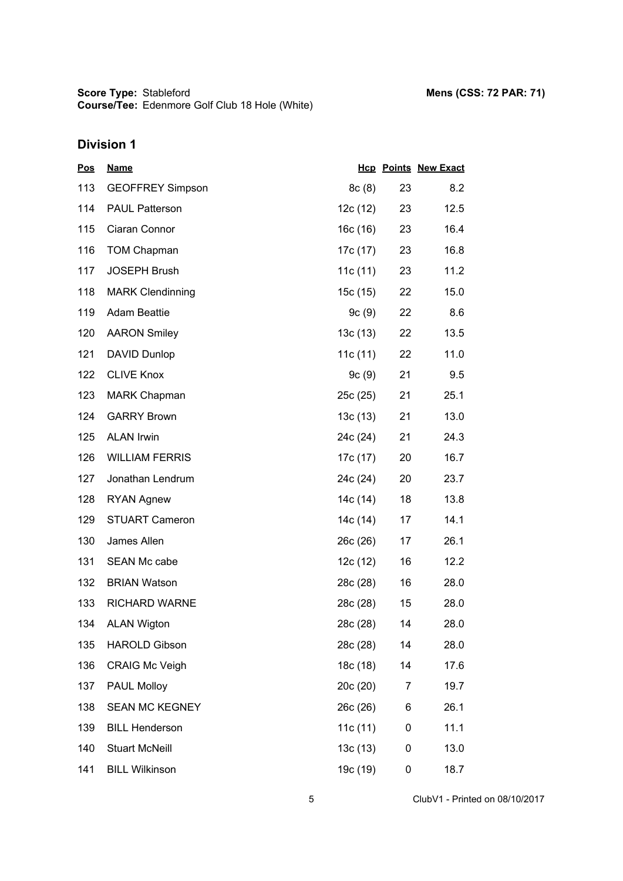**Score Type:** Stableford
**Course/Tee:** Edenmore Golf Club 18 Hole (White)

**Mens (CSS: 72 PAR: 71)**

## Division 1

| Pos | Name | Hcp | Points | New Exact |
|---|---|---|---|---|
| 113 | GEOFFREY Simpson | 8c (8) | 23 | 8.2 |
| 114 | PAUL Patterson | 12c (12) | 23 | 12.5 |
| 115 | Ciaran Connor | 16c (16) | 23 | 16.4 |
| 116 | TOM Chapman | 17c (17) | 23 | 16.8 |
| 117 | JOSEPH Brush | 11c (11) | 23 | 11.2 |
| 118 | MARK Clendinning | 15c (15) | 22 | 15.0 |
| 119 | Adam Beattie | 9c (9) | 22 | 8.6 |
| 120 | AARON Smiley | 13c (13) | 22 | 13.5 |
| 121 | DAVID Dunlop | 11c (11) | 22 | 11.0 |
| 122 | CLIVE Knox | 9c (9) | 21 | 9.5 |
| 123 | MARK Chapman | 25c (25) | 21 | 25.1 |
| 124 | GARRY Brown | 13c (13) | 21 | 13.0 |
| 125 | ALAN Irwin | 24c (24) | 21 | 24.3 |
| 126 | WILLIAM FERRIS | 17c (17) | 20 | 16.7 |
| 127 | Jonathan Lendrum | 24c (24) | 20 | 23.7 |
| 128 | RYAN Agnew | 14c (14) | 18 | 13.8 |
| 129 | STUART Cameron | 14c (14) | 17 | 14.1 |
| 130 | James Allen | 26c (26) | 17 | 26.1 |
| 131 | SEAN Mc cabe | 12c (12) | 16 | 12.2 |
| 132 | BRIAN Watson | 28c (28) | 16 | 28.0 |
| 133 | RICHARD WARNE | 28c (28) | 15 | 28.0 |
| 134 | ALAN Wigton | 28c (28) | 14 | 28.0 |
| 135 | HAROLD Gibson | 28c (28) | 14 | 28.0 |
| 136 | CRAIG Mc Veigh | 18c (18) | 14 | 17.6 |
| 137 | PAUL Molloy | 20c (20) | 7 | 19.7 |
| 138 | SEAN MC KEGNEY | 26c (26) | 6 | 26.1 |
| 139 | BILL Henderson | 11c (11) | 0 | 11.1 |
| 140 | Stuart McNeill | 13c (13) | 0 | 13.0 |
| 141 | BILL Wilkinson | 19c (19) | 0 | 18.7 |

ClubV1 - Printed on 08/10/2017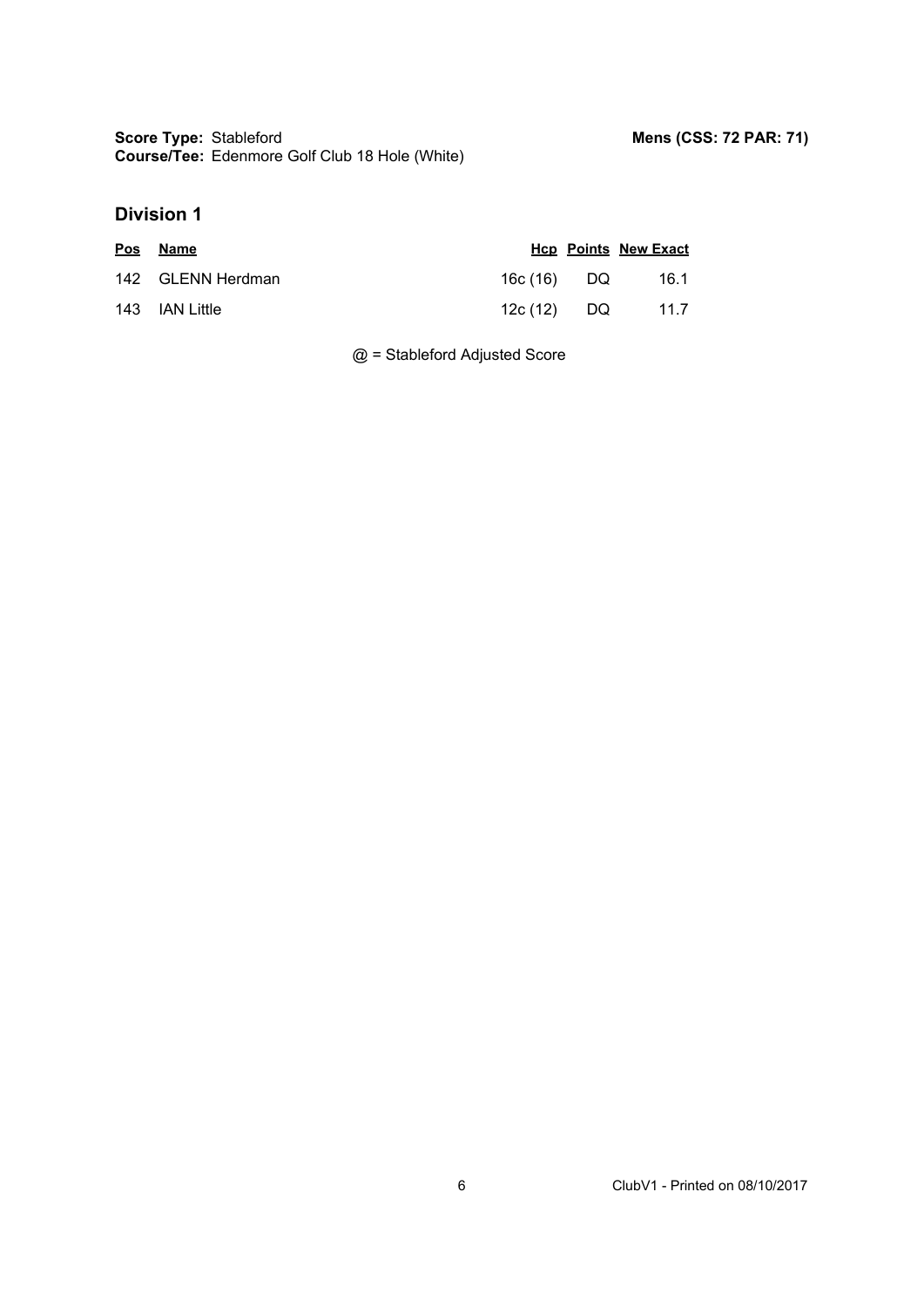**Score Type:** Stableford
**Course/Tee:** Edenmore Golf Club 18 Hole (White)

**Mens (CSS: 72 PAR: 71)**

## Division 1

| Pos | Name | Hcp | Points | New Exact |
|---|---|---|---|---|
| 142 | GLENN Herdman | 16c (16) | DQ | 16.1 |
| 143 | IAN Little | 12c (12) | DQ | 11.7 |

@ = Stableford Adjusted Score

ClubV1 - Printed on 08/10/2017